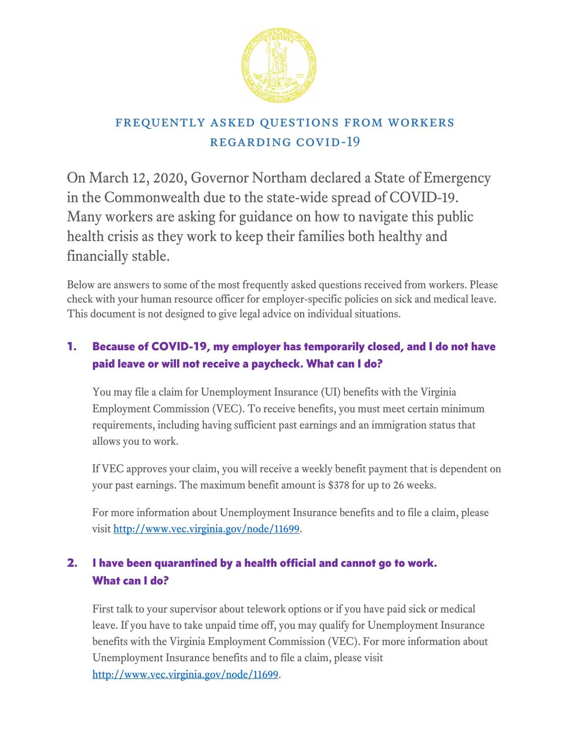# FREQUENTLY ASKED QUESTIONS FROM WORKERS REGARDING COVID-19

On March 12, 2020, Governor Northam declared a State of Emergency in the Commonwealth due to the state-wide spread of COVID-19. Many workers are asking for guidance on how to navigate this public health crisis as they work to keep their families both healthy and financially stable.

Below are answers to some of the most frequently asked questions received from workers. Please check with your human resource officer for employer-specific policies on sick and medical leave. This document is not designed to give legal advice on individual situations.

## 1. Because of COVID-19, my employer has temporarily closed, and I do not have paid leave or will not receive a paycheck. What can I do?

You may file a claim for Unemployment Insurance (UI) benefits with the Virginia Employment Commission (VEC). To receive benefits, you must meet certain minimum requirements, including having sufficient past earnings and an immigration status that allows you to work.

If VEC approves your claim, you will receive a weekly benefit payment that is dependent on your past earnings. The maximum benefit amount is $378 for up to 26 weeks.

For more information about Unemployment Insurance benefits and to file a claim, please visit http://www.vec.virginia.gov/node/11699.

## 2. I have been quarantined by a health official and cannot go to work. What can I do?

First talk to your supervisor about telework options or if you have paid sick or medical leave. If you have to take unpaid time off, you may qualify for Unemployment Insurance benefits with the Virginia Employment Commission (VEC). For more information about Unemployment Insurance benefits and to file a claim, please visit http://www.vec.virginia.gov/node/11699.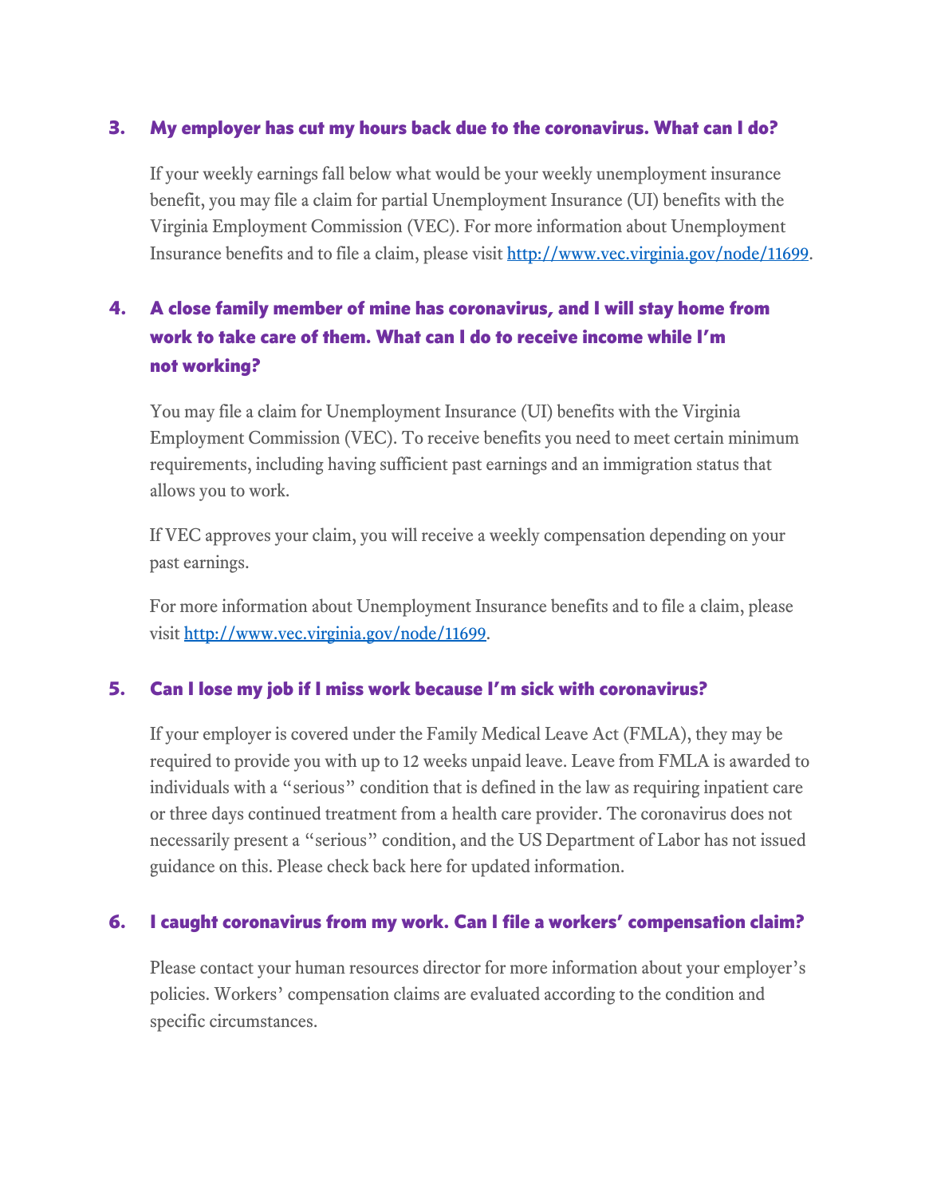### 3. My employer has cut my hours back due to the coronavirus. What can I do?

If your weekly earnings fall below what would be your weekly unemployment insurance benefit, you may file a claim for partial Unemployment Insurance (UI) benefits with the Virginia Employment Commission (VEC). For more information about Unemployment Insurance benefits and to file a claim, please visit [http://www.vec.virginia.gov/node/11699](http://www.vec.virginia.gov/node/11699).

### 4. A close family member of mine has coronavirus, and I will stay home from work to take care of them. What can I do to receive income while I'm not working?

You may file a claim for Unemployment Insurance (UI) benefits with the Virginia Employment Commission (VEC). To receive benefits you need to meet certain minimum requirements, including having sufficient past earnings and an immigration status that allows you to work.

If VEC approves your claim, you will receive a weekly compensation depending on your past earnings.

For more information about Unemployment Insurance benefits and to file a claim, please visit [http://www.vec.virginia.gov/node/11699](http://www.vec.virginia.gov/node/11699).

### 5. Can I lose my job if I miss work because I'm sick with coronavirus?

If your employer is covered under the Family Medical Leave Act (FMLA), they may be required to provide you with up to 12 weeks unpaid leave. Leave from FMLA is awarded to individuals with a "serious" condition that is defined in the law as requiring inpatient care or three days continued treatment from a health care provider. The coronavirus does not necessarily present a "serious" condition, and the US Department of Labor has not issued guidance on this. Please check back here for updated information.

### 6. I caught coronavirus from my work. Can I file a workers' compensation claim?

Please contact your human resources director for more information about your employer's policies. Workers' compensation claims are evaluated according to the condition and specific circumstances.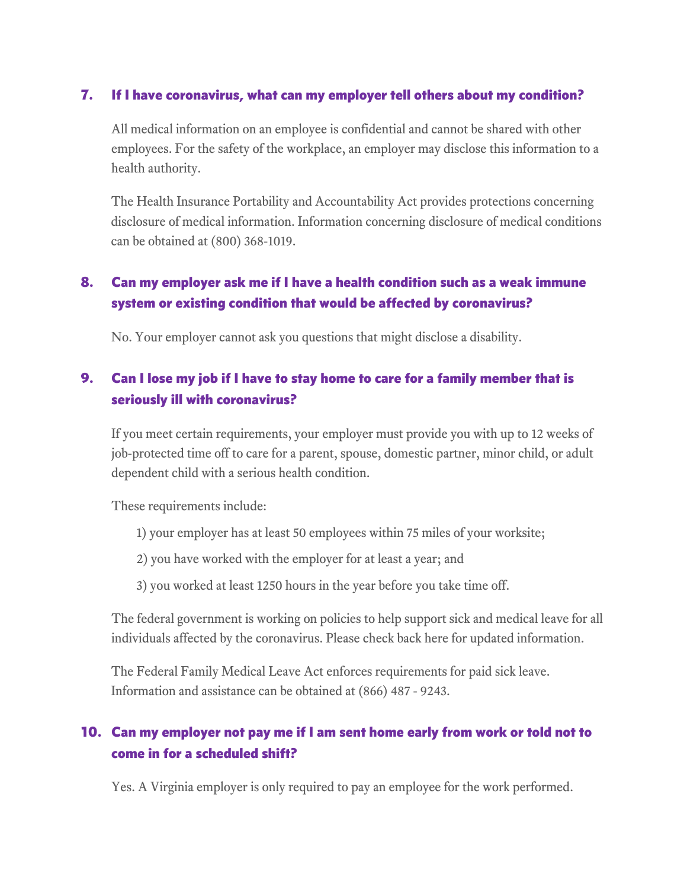### 7. If I have coronavirus, what can my employer tell others about my condition?

All medical information on an employee is confidential and cannot be shared with other employees. For the safety of the workplace, an employer may disclose this information to a health authority.

The Health Insurance Portability and Accountability Act provides protections concerning disclosure of medical information. Information concerning disclosure of medical conditions can be obtained at (800) 368-1019.

### 8. Can my employer ask me if I have a health condition such as a weak immune system or existing condition that would be affected by coronavirus?

No. Your employer cannot ask you questions that might disclose a disability.

### 9. Can I lose my job if I have to stay home to care for a family member that is seriously ill with coronavirus?

If you meet certain requirements, your employer must provide you with up to 12 weeks of job-protected time off to care for a parent, spouse, domestic partner, minor child, or adult dependent child with a serious health condition.

These requirements include:

1) your employer has at least 50 employees within 75 miles of your worksite;

2) you have worked with the employer for at least a year; and

3) you worked at least 1250 hours in the year before you take time off.

The federal government is working on policies to help support sick and medical leave for all individuals affected by the coronavirus. Please check back here for updated information.

The Federal Family Medical Leave Act enforces requirements for paid sick leave. Information and assistance can be obtained at (866) 487 - 9243.

### 10. Can my employer not pay me if I am sent home early from work or told not to come in for a scheduled shift?

Yes. A Virginia employer is only required to pay an employee for the work performed.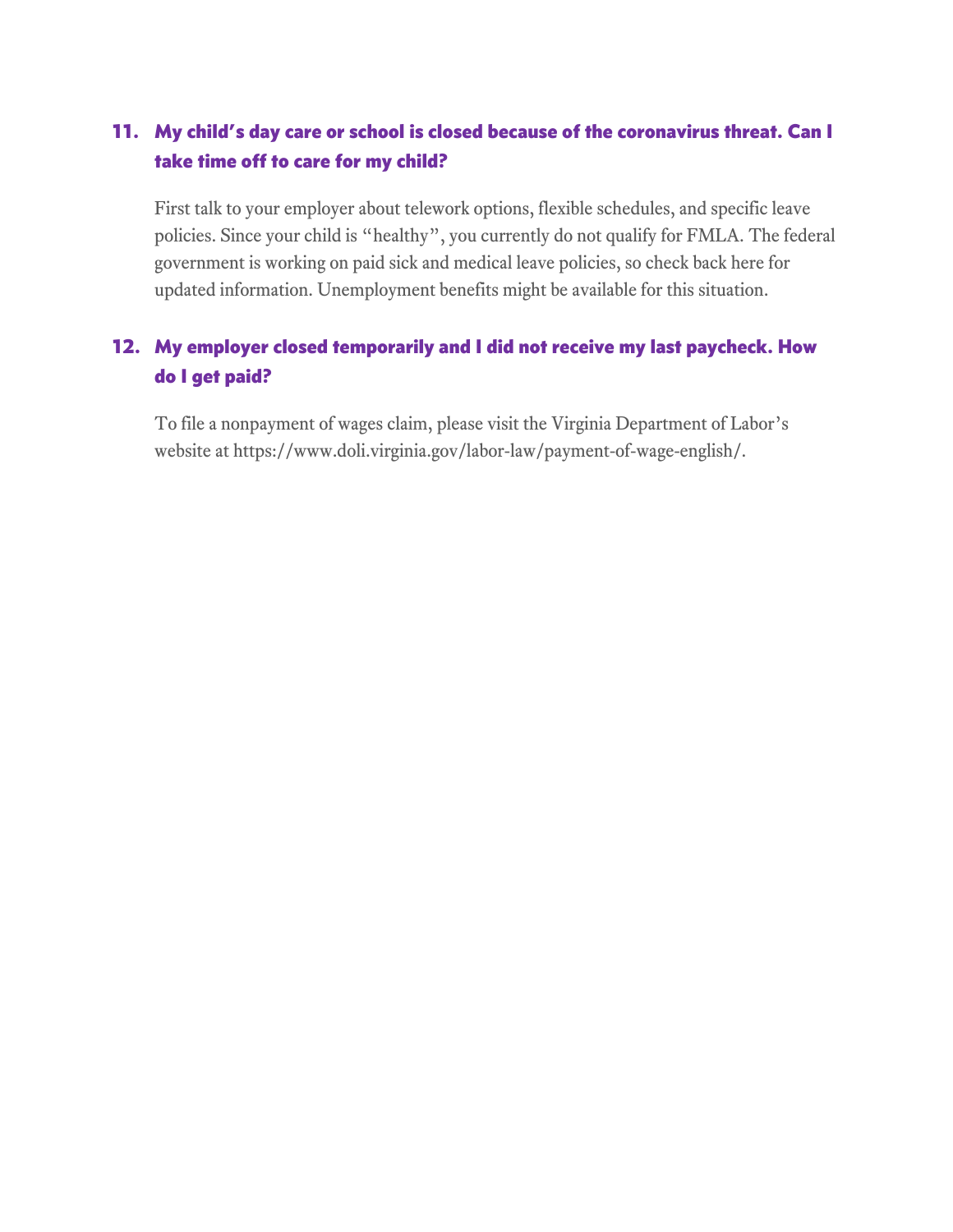### 11. My child's day care or school is closed because of the coronavirus threat. Can I take time off to care for my child?

First talk to your employer about telework options, flexible schedules, and specific leave policies. Since your child is "healthy", you currently do not qualify for FMLA. The federal government is working on paid sick and medical leave policies, so check back here for updated information. Unemployment benefits might be available for this situation.

### 12. My employer closed temporarily and I did not receive my last paycheck. How do I get paid?

To file a nonpayment of wages claim, please visit the Virginia Department of Labor's website at https://www.doli.virginia.gov/labor-law/payment-of-wage-english/.